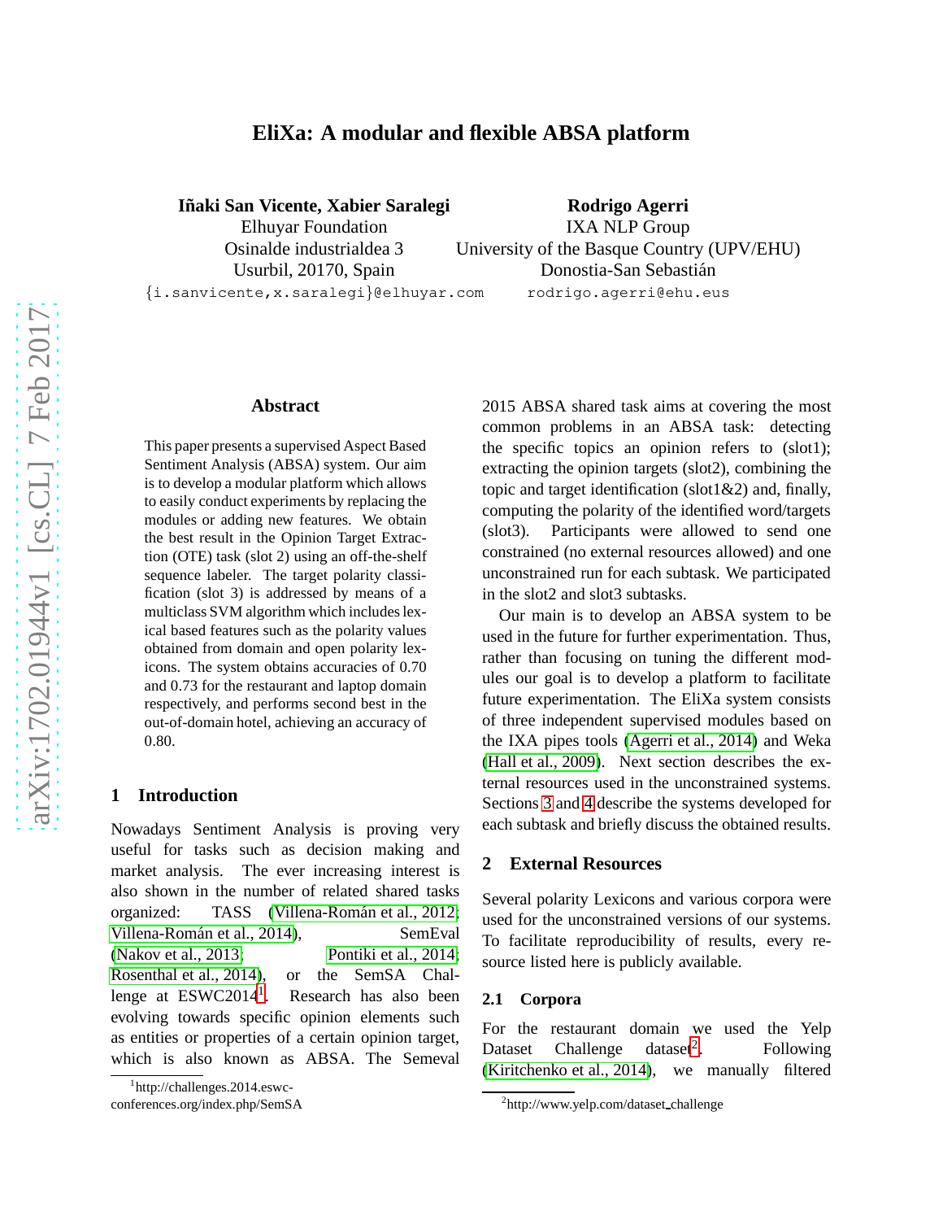# EliXa: A modular and flexible ABSA platform

**Iñaki San Vicente, Xabier Saralegi**
Elhuyar Foundation
Osinalde industrialdea 3
Usurbil, 20170, Spain
{i.sanvicente,x.saralegi}@elhuyar.com

**Rodrigo Agerri**
IXA NLP Group
University of the Basque Country (UPV/EHU)
Donostia-San Sebastián
rodrigo.agerri@ehu.eus

## Abstract

This paper presents a supervised Aspect Based Sentiment Analysis (ABSA) system. Our aim is to develop a modular platform which allows to easily conduct experiments by replacing the modules or adding new features. We obtain the best result in the Opinion Target Extraction (OTE) task (slot 2) using an off-the-shelf sequence labeler. The target polarity classification (slot 3) is addressed by means of a multiclass SVM algorithm which includes lexical based features such as the polarity values obtained from domain and open polarity lexicons. The system obtains accuracies of 0.70 and 0.73 for the restaurant and laptop domain respectively, and performs second best in the out-of-domain hotel, achieving an accuracy of 0.80.

## 1 Introduction

Nowadays Sentiment Analysis is proving very useful for tasks such as decision making and market analysis. The ever increasing interest is also shown in the number of related shared tasks organized: TASS (Villena-Román et al., 2012; Villena-Román et al., 2014), SemEval (Nakov et al., 2013; Pontiki et al., 2014; Rosenthal et al., 2014), or the SemSA Challenge at ESWC2014[1]. Research has also been evolving towards specific opinion elements such as entities or properties of a certain opinion target, which is also known as ABSA. The Semeval 2015 ABSA shared task aims at covering the most common problems in an ABSA task: detecting the specific topics an opinion refers to (slot1); extracting the opinion targets (slot2), combining the topic and target identification (slot1&2) and, finally, computing the polarity of the identified word/targets (slot3). Participants were allowed to send one constrained (no external resources allowed) and one unconstrained run for each subtask. We participated in the slot2 and slot3 subtasks.

Our main is to develop an ABSA system to be used in the future for further experimentation. Thus, rather than focusing on tuning the different modules our goal is to develop a platform to facilitate future experimentation. The EliXa system consists of three independent supervised modules based on the IXA pipes tools (Agerri et al., 2014) and Weka (Hall et al., 2009). Next section describes the external resources used in the unconstrained systems. Sections 3 and 4 describe the systems developed for each subtask and briefly discuss the obtained results.

## 2 External Resources

Several polarity Lexicons and various corpora were used for the unconstrained versions of our systems. To facilitate reproducibility of results, every resource listed here is publicly available.

### 2.1 Corpora

For the restaurant domain we used the Yelp Dataset Challenge dataset[2]. Following (Kiritchenko et al., 2014), we manually filtered

[1] http://challenges.2014.eswc-conferences.org/index.php/SemSA

[2] http://www.yelp.com/dataset_challenge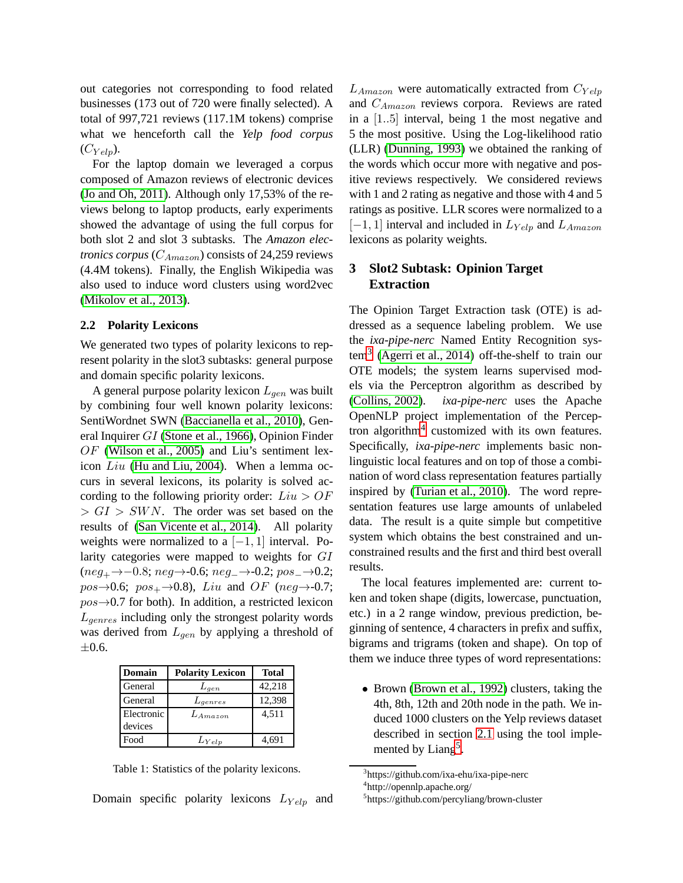out categories not corresponding to food related businesses (173 out of 720 were finally selected). A total of 997,721 reviews (117.1M tokens) comprise what we henceforth call the *Yelp food corpus* ($C_{Yelp}$).

For the laptop domain we leveraged a corpus composed of Amazon reviews of electronic devices (Jo and Oh, 2011). Although only 17,53% of the reviews belong to laptop products, early experiments showed the advantage of using the full corpus for both slot 2 and slot 3 subtasks. The *Amazon electronics corpus* ($C_{Amazon}$) consists of 24,259 reviews (4.4M tokens). Finally, the English Wikipedia was also used to induce word clusters using word2vec (Mikolov et al., 2013).

### 2.2 Polarity Lexicons

We generated two types of polarity lexicons to represent polarity in the slot3 subtasks: general purpose and domain specific polarity lexicons.

A general purpose polarity lexicon $L_{gen}$ was built by combining four well known polarity lexicons: SentiWordnet SWN (Baccianella et al., 2010), General Inquirer $GI$ (Stone et al., 1966), Opinion Finder $OF$ (Wilson et al., 2005) and Liu's sentiment lexicon $Liu$ (Hu and Liu, 2004). When a lemma occurs in several lexicons, its polarity is solved according to the following priority order: $Liu > OF > GI > SWN$. The order was set based on the results of (San Vicente et al., 2014). All polarity weights were normalized to a $[-1, 1]$ interval. Polarity categories were mapped to weights for $GI$ ($neg_{+} \rightarrow -0.8$; $neg \rightarrow$-0.6; $neg_{-} \rightarrow$-0.2; $pos_{-} \rightarrow$0.2; $pos \rightarrow$0.6; $pos_{+} \rightarrow$0.8), $Liu$ and $OF$ ($neg \rightarrow$-0.7; $pos \rightarrow$0.7 for both). In addition, a restricted lexicon $L_{genres}$ including only the strongest polarity words was derived from $L_{gen}$ by applying a threshold of $\pm$0.6.

| Domain | Polarity Lexicon | Total |
|---|---|---|
| General | $L_{gen}$ | 42,218 |
| General | $L_{genres}$ | 12,398 |
| Electronic devices | $L_{Amazon}$ | 4,511 |
| Food | $L_{Yelp}$ | 4,691 |

Table 1: Statistics of the polarity lexicons.

Domain specific polarity lexicons $L_{Yelp}$ and $L_{Amazon}$ were automatically extracted from $C_{Yelp}$ and $C_{Amazon}$ reviews corpora. Reviews are rated in a $[1..5]$ interval, being 1 the most negative and 5 the most positive. Using the Log-likelihood ratio (LLR) (Dunning, 1993) we obtained the ranking of the words which occur more with negative and positive reviews respectively. We considered reviews with 1 and 2 rating as negative and those with 4 and 5 ratings as positive. LLR scores were normalized to a $[-1, 1]$ interval and included in $L_{Yelp}$ and $L_{Amazon}$ lexicons as polarity weights.

## 3 Slot2 Subtask: Opinion Target Extraction

The Opinion Target Extraction task (OTE) is addressed as a sequence labeling problem. We use the *ixa-pipe-nerc* Named Entity Recognition system[3] (Agerri et al., 2014) off-the-shelf to train our OTE models; the system learns supervised models via the Perceptron algorithm as described by (Collins, 2002). *ixa-pipe-nerc* uses the Apache OpenNLP project implementation of the Perceptron algorithm[4] customized with its own features. Specifically, *ixa-pipe-nerc* implements basic non-linguistic local features and on top of those a combination of word class representation features partially inspired by (Turian et al., 2010). The word representation features use large amounts of unlabeled data. The result is a quite simple but competitive system which obtains the best constrained and unconstrained results and the first and third best overall results.

The local features implemented are: current token and token shape (digits, lowercase, punctuation, etc.) in a 2 range window, previous prediction, beginning of sentence, 4 characters in prefix and suffix, bigrams and trigrams (token and shape). On top of them we induce three types of word representations:

- Brown (Brown et al., 1992) clusters, taking the 4th, 8th, 12th and 20th node in the path. We induced 1000 clusters on the Yelp reviews dataset described in section 2.1 using the tool implemented by Liang[5].

[3] https://github.com/ixa-ehu/ixa-pipe-nerc

[4] http://opennlp.apache.org/

[5] https://github.com/percyliang/brown-cluster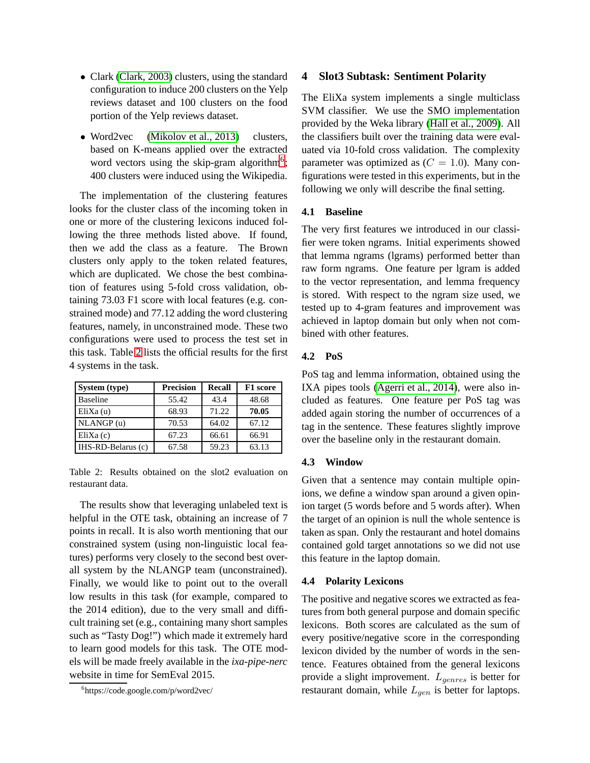- Clark (Clark, 2003) clusters, using the standard configuration to induce 200 clusters on the Yelp reviews dataset and 100 clusters on the food portion of the Yelp reviews dataset.
- Word2vec (Mikolov et al., 2013) clusters, based on K-means applied over the extracted word vectors using the skip-gram algorithm[6]; 400 clusters were induced using the Wikipedia.

The implementation of the clustering features looks for the cluster class of the incoming token in one or more of the clustering lexicons induced following the three methods listed above. If found, then we add the class as a feature. The Brown clusters only apply to the token related features, which are duplicated. We chose the best combination of features using 5-fold cross validation, obtaining 73.03 F1 score with local features (e.g. constrained mode) and 77.12 adding the word clustering features, namely, in unconstrained mode. These two configurations were used to process the test set in this task. Table 2 lists the official results for the first 4 systems in the task.

| System (type) | Precision | Recall | F1 score |
|---|---|---|---|
| Baseline | 55.42 | 43.4 | 48.68 |
| EliXa (u) | 68.93 | 71.22 | **70.05** |
| NLANGP (u) | 70.53 | 64.02 | 67.12 |
| EliXa (c) | 67.23 | 66.61 | 66.91 |
| IHS-RD-Belarus (c) | 67.58 | 59.23 | 63.13 |

Table 2: Results obtained on the slot2 evaluation on restaurant data.

The results show that leveraging unlabeled text is helpful in the OTE task, obtaining an increase of 7 points in recall. It is also worth mentioning that our constrained system (using non-linguistic local features) performs very closely to the second best overall system by the NLANGP team (unconstrained). Finally, we would like to point out to the overall low results in this task (for example, compared to the 2014 edition), due to the very small and difficult training set (e.g., containing many short samples such as "Tasty Dog!") which made it extremely hard to learn good models for this task. The OTE models will be made freely available in the *ixa-pipe-nerc* website in time for SemEval 2015.

[6] https://code.google.com/p/word2vec/

## 4 Slot3 Subtask: Sentiment Polarity

The EliXa system implements a single multiclass SVM classifier. We use the SMO implementation provided by the Weka library (Hall et al., 2009). All the classifiers built over the training data were evaluated via 10-fold cross validation. The complexity parameter was optimized as ($C = 1.0$). Many configurations were tested in this experiments, but in the following we only will describe the final setting.

### 4.1 Baseline

The very first features we introduced in our classifier were token ngrams. Initial experiments showed that lemma ngrams (lgrams) performed better than raw form ngrams. One feature per lgram is added to the vector representation, and lemma frequency is stored. With respect to the ngram size used, we tested up to 4-gram features and improvement was achieved in laptop domain but only when not combined with other features.

### 4.2 PoS

PoS tag and lemma information, obtained using the IXA pipes tools (Agerri et al., 2014), were also included as features. One feature per PoS tag was added again storing the number of occurrences of a tag in the sentence. These features slightly improve over the baseline only in the restaurant domain.

### 4.3 Window

Given that a sentence may contain multiple opinions, we define a window span around a given opinion target (5 words before and 5 words after). When the target of an opinion is null the whole sentence is taken as span. Only the restaurant and hotel domains contained gold target annotations so we did not use this feature in the laptop domain.

### 4.4 Polarity Lexicons

The positive and negative scores we extracted as features from both general purpose and domain specific lexicons. Both scores are calculated as the sum of every positive/negative score in the corresponding lexicon divided by the number of words in the sentence. Features obtained from the general lexicons provide a slight improvement. $L_{genres}$ is better for restaurant domain, while $L_{gen}$ is better for laptops.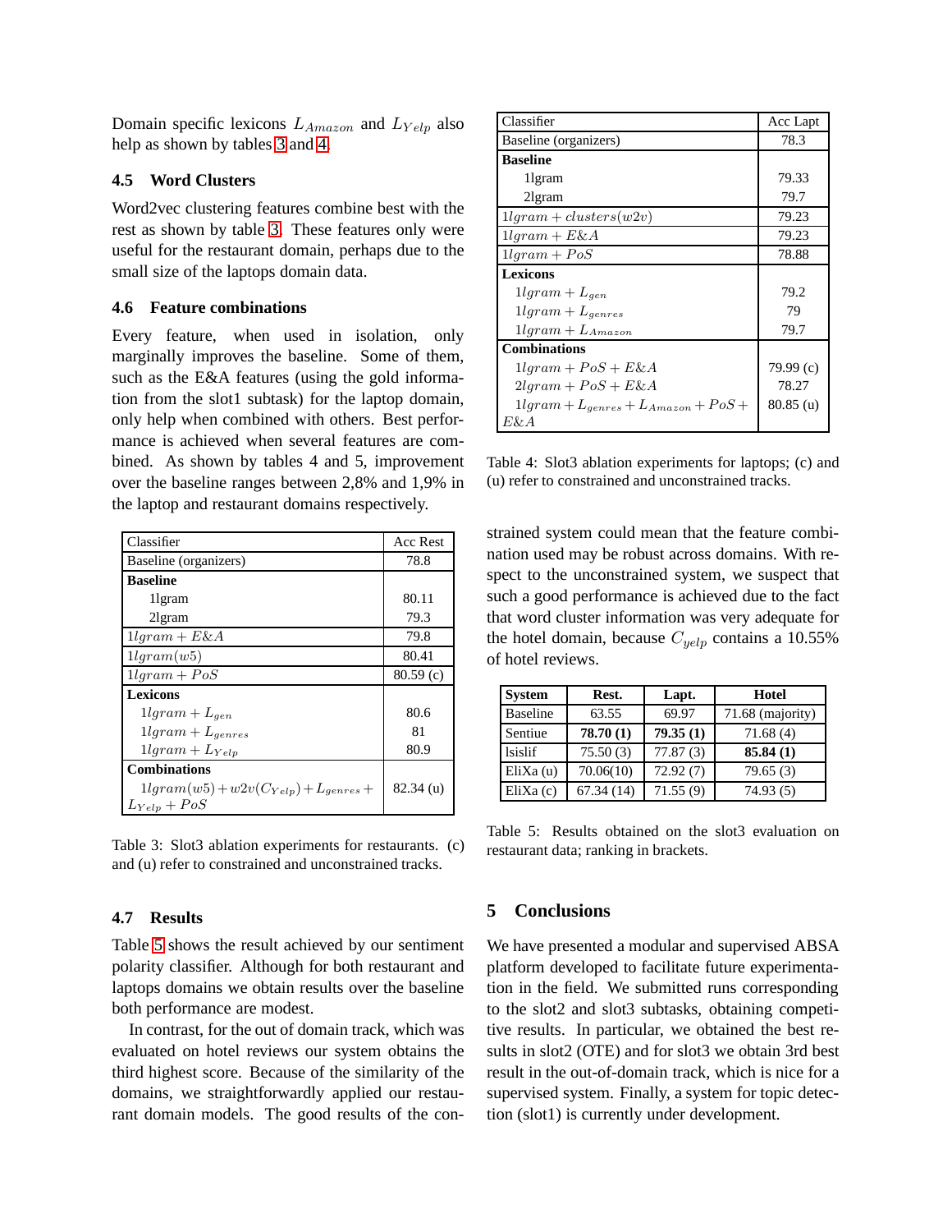Domain specific lexicons $L_{Amazon}$ and $L_{Yelp}$ also help as shown by tables 3 and 4.

### 4.5 Word Clusters

Word2vec clustering features combine best with the rest as shown by table 3. These features only were useful for the restaurant domain, perhaps due to the small size of the laptops domain data.

### 4.6 Feature combinations

Every feature, when used in isolation, only marginally improves the baseline. Some of them, such as the E&A features (using the gold information from the slot1 subtask) for the laptop domain, only help when combined with others. Best performance is achieved when several features are combined. As shown by tables 4 and 5, improvement over the baseline ranges between 2,8% and 1,9% in the laptop and restaurant domains respectively.

| Classifier | Acc Rest |
|---|---|
| Baseline (organizers) | 78.8 |
| **Baseline** | |
| 1lgram | 80.11 |
| 2lgram | 79.3 |
| $1lgram + E\&A$ | 79.8 |
| $1lgram(w5)$ | 80.41 |
| $1lgram + PoS$ | 80.59 (c) |
| **Lexicons** | |
| $1lgram + L_{gen}$ | 80.6 |
| $1lgram + L_{genres}$ | 81 |
| $1lgram + L_{Yelp}$ | 80.9 |
| **Combinations** | |
| $1lgram(w5) + w2v(C_{Yelp}) + L_{genres} + L_{Yelp} + PoS$ | 82.34 (u) |

Table 3: Slot3 ablation experiments for restaurants. (c) and (u) refer to constrained and unconstrained tracks.

### 4.7 Results

Table 5 shows the result achieved by our sentiment polarity classifier. Although for both restaurant and laptops domains we obtain results over the baseline both performance are modest.

In contrast, for the out of domain track, which was evaluated on hotel reviews our system obtains the third highest score. Because of the similarity of the domains, we straightforwardly applied our restaurant domain models. The good results of the constrained system could mean that the feature combination used may be robust across domains. With respect to the unconstrained system, we suspect that such a good performance is achieved due to the fact that word cluster information was very adequate for the hotel domain, because $C_{yelp}$ contains a 10.55% of hotel reviews.

| Classifier | Acc Lapt |
|---|---|
| Baseline (organizers) | 78.3 |
| **Baseline** | |
| 1lgram | 79.33 |
| 2lgram | 79.7 |
| $1lgram + clusters(w2v)$ | 79.23 |
| $1lgram + E\&A$ | 79.23 |
| $1lgram + PoS$ | 78.88 |
| **Lexicons** | |
| $1lgram + L_{gen}$ | 79.2 |
| $1lgram + L_{genres}$ | 79 |
| $1lgram + L_{Amazon}$ | 79.7 |
| **Combinations** | |
| $1lgram + PoS + E\&A$ | 79.99 (c) |
| $2lgram + PoS + E\&A$ | 78.27 |
| $1lgram + L_{genres} + L_{Amazon} + PoS + E\&A$ | 80.85 (u) |

Table 4: Slot3 ablation experiments for laptops; (c) and (u) refer to constrained and unconstrained tracks.

| System | Rest. | Lapt. | Hotel |
|---|---|---|---|
| Baseline | 63.55 | 69.97 | 71.68 (majority) |
| Sentiue | **78.70 (1)** | **79.35 (1)** | 71.68 (4) |
| lsislif | 75.50 (3) | 77.87 (3) | **85.84 (1)** |
| EliXa (u) | 70.06(10) | 72.92 (7) | 79.65 (3) |
| EliXa (c) | 67.34 (14) | 71.55 (9) | 74.93 (5) |

Table 5: Results obtained on the slot3 evaluation on restaurant data; ranking in brackets.

## 5 Conclusions

We have presented a modular and supervised ABSA platform developed to facilitate future experimentation in the field. We submitted runs corresponding to the slot2 and slot3 subtasks, obtaining competitive results. In particular, we obtained the best results in slot2 (OTE) and for slot3 we obtain 3rd best result in the out-of-domain track, which is nice for a supervised system. Finally, a system for topic detection (slot1) is currently under development.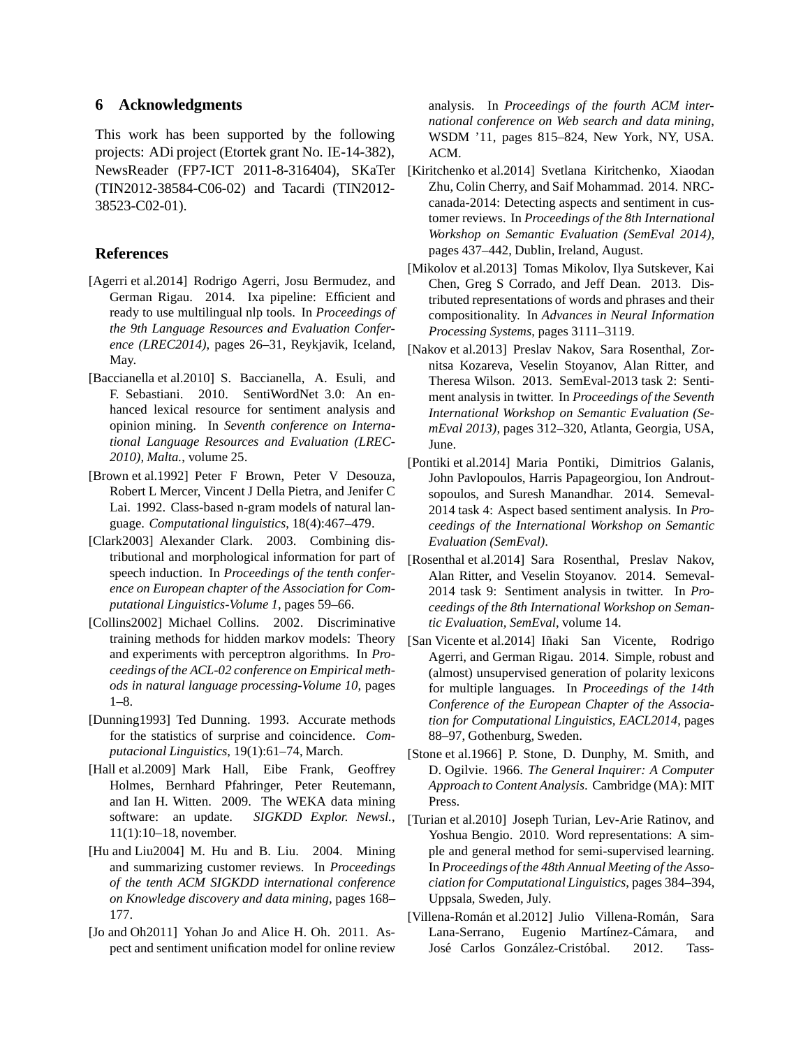## 6 Acknowledgments

This work has been supported by the following projects: ADi project (Etortek grant No. IE-14-382), NewsReader (FP7-ICT 2011-8-316404), SKaTer (TIN2012-38584-C06-02) and Tacardi (TIN2012-38523-C02-01).

## References

[Agerri et al.2014] Rodrigo Agerri, Josu Bermudez, and German Rigau. 2014. Ixa pipeline: Efficient and ready to use multilingual nlp tools. In *Proceedings of the 9th Language Resources and Evaluation Conference (LREC2014)*, pages 26–31, Reykjavik, Iceland, May.

[Baccianella et al.2010] S. Baccianella, A. Esuli, and F. Sebastiani. 2010. SentiWordNet 3.0: An enhanced lexical resource for sentiment analysis and opinion mining. In *Seventh conference on International Language Resources and Evaluation (LREC-2010), Malta.*, volume 25.

[Brown et al.1992] Peter F Brown, Peter V Desouza, Robert L Mercer, Vincent J Della Pietra, and Jenifer C Lai. 1992. Class-based n-gram models of natural language. *Computational linguistics*, 18(4):467–479.

[Clark2003] Alexander Clark. 2003. Combining distributional and morphological information for part of speech induction. In *Proceedings of the tenth conference on European chapter of the Association for Computational Linguistics-Volume 1*, pages 59–66.

[Collins2002] Michael Collins. 2002. Discriminative training methods for hidden markov models: Theory and experiments with perceptron algorithms. In *Proceedings of the ACL-02 conference on Empirical methods in natural language processing-Volume 10*, pages 1–8.

[Dunning1993] Ted Dunning. 1993. Accurate methods for the statistics of surprise and coincidence. *Computacional Linguistics*, 19(1):61–74, March.

[Hall et al.2009] Mark Hall, Eibe Frank, Geoffrey Holmes, Bernhard Pfahringer, Peter Reutemann, and Ian H. Witten. 2009. The WEKA data mining software: an update. *SIGKDD Explor. Newsl.*, 11(1):10–18, november.

[Hu and Liu2004] M. Hu and B. Liu. 2004. Mining and summarizing customer reviews. In *Proceedings of the tenth ACM SIGKDD international conference on Knowledge discovery and data mining*, pages 168–177.

[Jo and Oh2011] Yohan Jo and Alice H. Oh. 2011. Aspect and sentiment unification model for online review analysis. In *Proceedings of the fourth ACM international conference on Web search and data mining*, WSDM '11, pages 815–824, New York, NY, USA. ACM.

[Kiritchenko et al.2014] Svetlana Kiritchenko, Xiaodan Zhu, Colin Cherry, and Saif Mohammad. 2014. NRC-canada-2014: Detecting aspects and sentiment in customer reviews. In *Proceedings of the 8th International Workshop on Semantic Evaluation (SemEval 2014)*, pages 437–442, Dublin, Ireland, August.

[Mikolov et al.2013] Tomas Mikolov, Ilya Sutskever, Kai Chen, Greg S Corrado, and Jeff Dean. 2013. Distributed representations of words and phrases and their compositionality. In *Advances in Neural Information Processing Systems*, pages 3111–3119.

[Nakov et al.2013] Preslav Nakov, Sara Rosenthal, Zornitsa Kozareva, Veselin Stoyanov, Alan Ritter, and Theresa Wilson. 2013. SemEval-2013 task 2: Sentiment analysis in twitter. In *Proceedings of the Seventh International Workshop on Semantic Evaluation (SemEval 2013)*, pages 312–320, Atlanta, Georgia, USA, June.

[Pontiki et al.2014] Maria Pontiki, Dimitrios Galanis, John Pavlopoulos, Harris Papageorgiou, Ion Androutsopoulos, and Suresh Manandhar. 2014. Semeval-2014 task 4: Aspect based sentiment analysis. In *Proceedings of the International Workshop on Semantic Evaluation (SemEval)*.

[Rosenthal et al.2014] Sara Rosenthal, Preslav Nakov, Alan Ritter, and Veselin Stoyanov. 2014. Semeval-2014 task 9: Sentiment analysis in twitter. In *Proceedings of the 8th International Workshop on Semantic Evaluation, SemEval*, volume 14.

[San Vicente et al.2014] Iñaki San Vicente, Rodrigo Agerri, and German Rigau. 2014. Simple, robust and (almost) unsupervised generation of polarity lexicons for multiple languages. In *Proceedings of the 14th Conference of the European Chapter of the Association for Computational Linguistics, EACL2014*, pages 88–97, Gothenburg, Sweden.

[Stone et al.1966] P. Stone, D. Dunphy, M. Smith, and D. Ogilvie. 1966. *The General Inquirer: A Computer Approach to Content Analysis*. Cambridge (MA): MIT Press.

[Turian et al.2010] Joseph Turian, Lev-Arie Ratinov, and Yoshua Bengio. 2010. Word representations: A simple and general method for semi-supervised learning. In *Proceedings of the 48th Annual Meeting of the Association for Computational Linguistics*, pages 384–394, Uppsala, Sweden, July.

[Villena-Román et al.2012] Julio Villena-Román, Sara Lana-Serrano, Eugenio Martínez-Cámara, and José Carlos González-Cristóbal. 2012. Tass-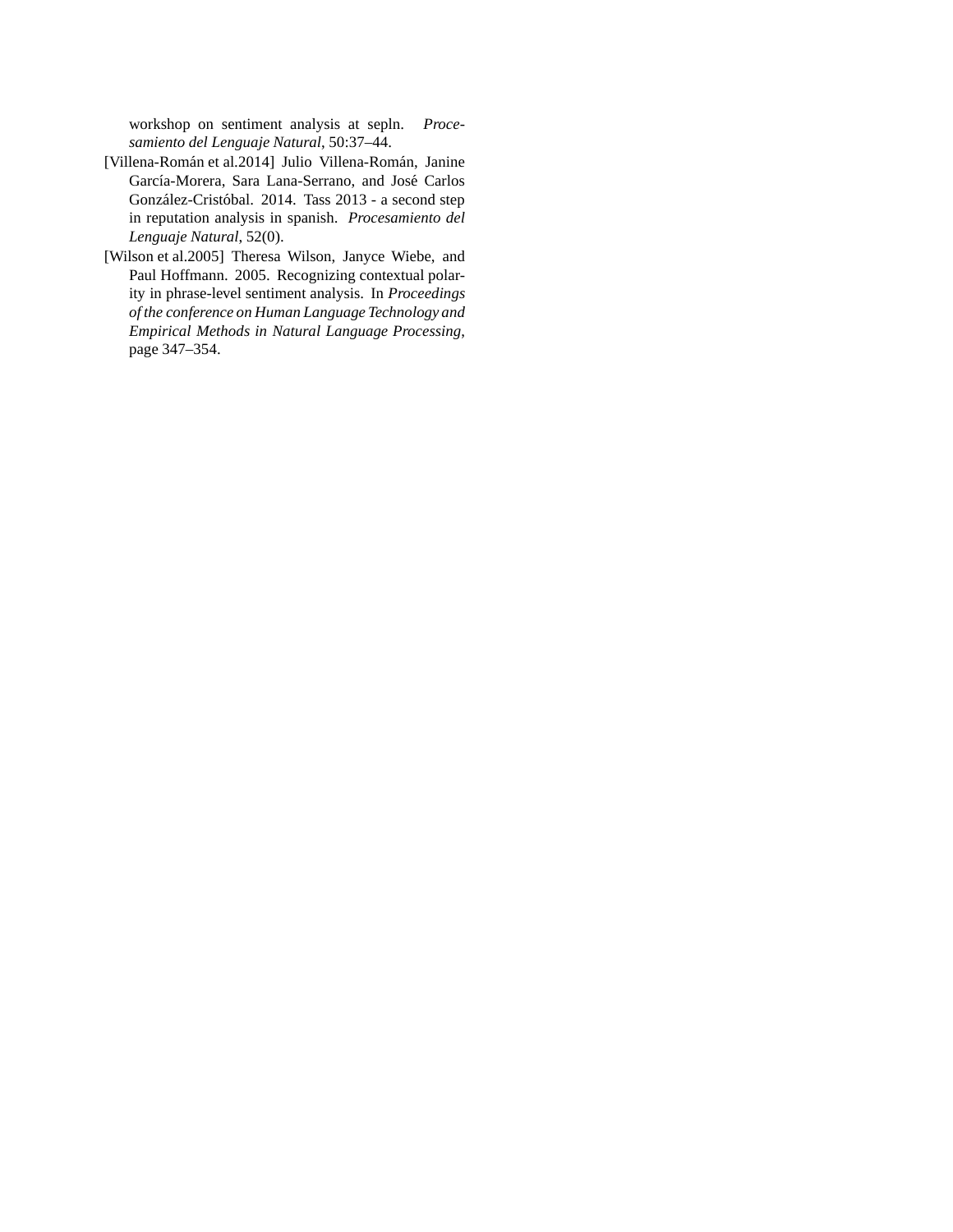workshop on sentiment analysis at sepln. *Procesamiento del Lenguaje Natural*, 50:37–44.

[Villena-Román et al.2014] Julio Villena-Román, Janine García-Morera, Sara Lana-Serrano, and José Carlos González-Cristóbal. 2014. Tass 2013 - a second step in reputation analysis in spanish. *Procesamiento del Lenguaje Natural*, 52(0).

[Wilson et al.2005] Theresa Wilson, Janyce Wiebe, and Paul Hoffmann. 2005. Recognizing contextual polarity in phrase-level sentiment analysis. In *Proceedings of the conference on Human Language Technology and Empirical Methods in Natural Language Processing*, page 347–354.